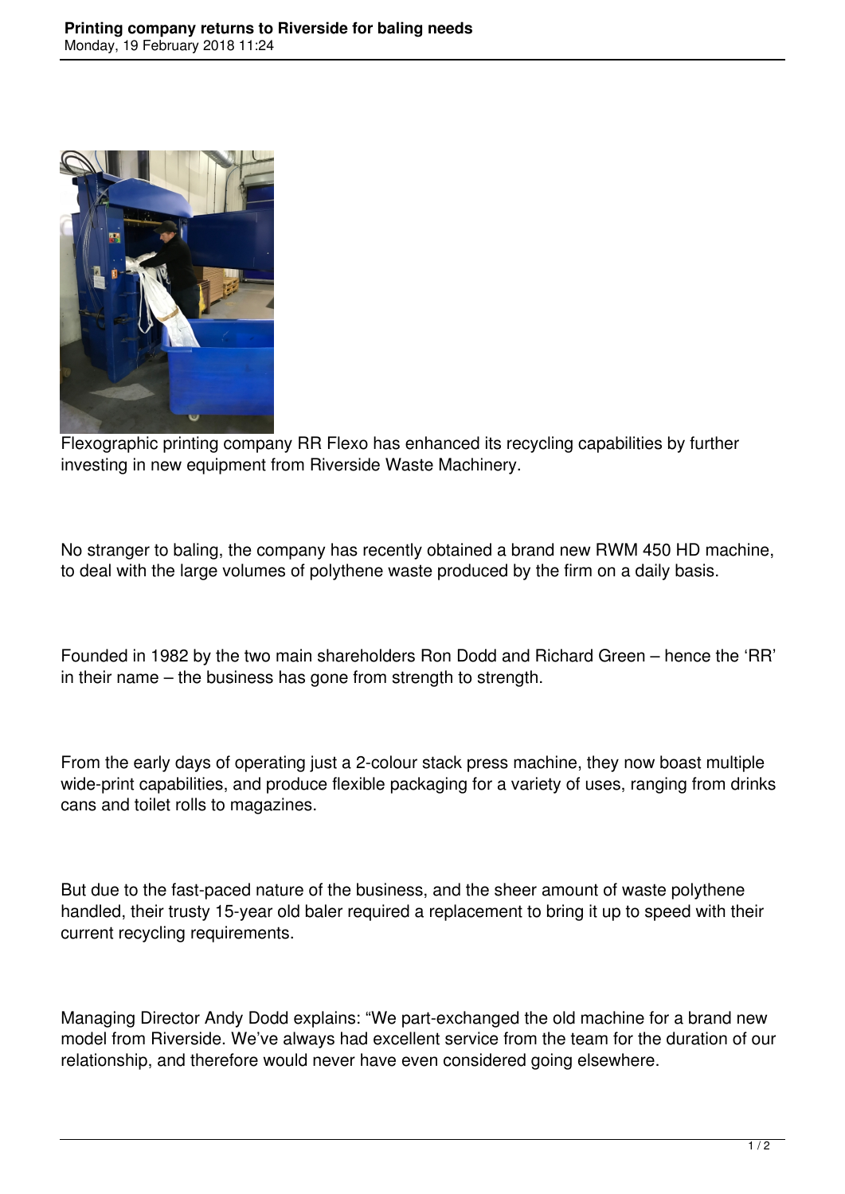# Printing company returns to Riverside for baling needs

Monday, 19 February 2018 11:24

Flexographic printing company RR Flexo has enhanced its recycling capabilities by further investing in new equipment from Riverside Waste Machinery.

No stranger to baling, the company has recently obtained a brand new RWM 450 HD machine, to deal with the large volumes of polythene waste produced by the firm on a daily basis.

Founded in 1982 by the two main shareholders Ron Dodd and Richard Green – hence the 'RR' in their name – the business has gone from strength to strength.

From the early days of operating just a 2-colour stack press machine, they now boast multiple wide-print capabilities, and produce flexible packaging for a variety of uses, ranging from drinks cans and toilet rolls to magazines.

But due to the fast-paced nature of the business, and the sheer amount of waste polythene handled, their trusty 15-year old baler required a replacement to bring it up to speed with their current recycling requirements.

Managing Director Andy Dodd explains: "We part-exchanged the old machine for a brand new model from Riverside. We've always had excellent service from the team for the duration of our relationship, and therefore would never have even considered going elsewhere.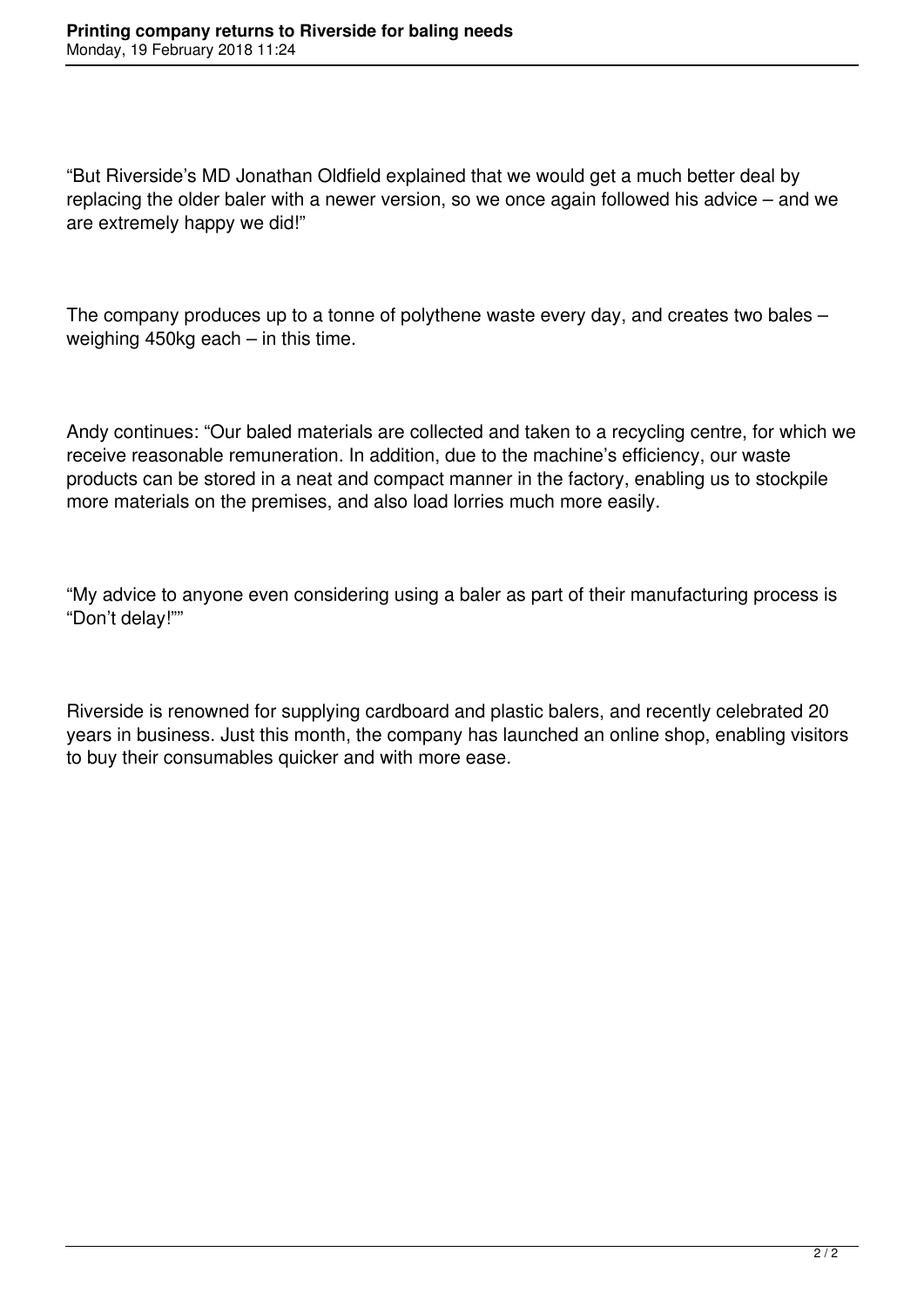"But Riverside's MD Jonathan Oldfield explained that we would get a much better deal by replacing the older baler with a newer version, so we once again followed his advice – and we are extremely happy we did!"

The company produces up to a tonne of polythene waste every day, and creates two bales – weighing 450kg each – in this time.

Andy continues: "Our baled materials are collected and taken to a recycling centre, for which we receive reasonable remuneration. In addition, due to the machine's efficiency, our waste products can be stored in a neat and compact manner in the factory, enabling us to stockpile more materials on the premises, and also load lorries much more easily.

"My advice to anyone even considering using a baler as part of their manufacturing process is "Don't delay!""

Riverside is renowned for supplying cardboard and plastic balers, and recently celebrated 20 years in business. Just this month, the company has launched an online shop, enabling visitors to buy their consumables quicker and with more ease.